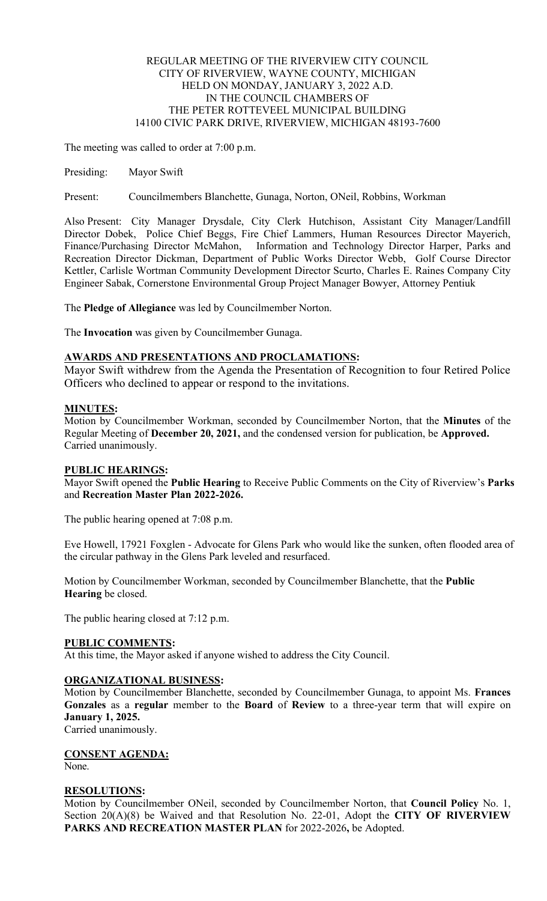REGULAR MEETING OF THE RIVERVIEW CITY COUNCIL
CITY OF RIVERVIEW, WAYNE COUNTY, MICHIGAN
HELD ON MONDAY, JANUARY 3, 2022 A.D.
IN THE COUNCIL CHAMBERS OF
THE PETER ROTTEVEEL MUNICIPAL BUILDING
14100 CIVIC PARK DRIVE, RIVERVIEW, MICHIGAN 48193-7600

The meeting was called to order at 7:00 p.m.

Presiding: Mayor Swift

Present: Councilmembers Blanchette, Gunaga, Norton, ONeil, Robbins, Workman

Also Present: City Manager Drysdale, City Clerk Hutchison, Assistant City Manager/Landfill Director Dobek, Police Chief Beggs, Fire Chief Lammers, Human Resources Director Mayerich, Finance/Purchasing Director McMahon, Information and Technology Director Harper, Parks and Recreation Director Dickman, Department of Public Works Director Webb, Golf Course Director Kettler, Carlisle Wortman Community Development Director Scurto, Charles E. Raines Company City Engineer Sabak, Cornerstone Environmental Group Project Manager Bowyer, Attorney Pentiuk

The **Pledge of Allegiance** was led by Councilmember Norton.

The **Invocation** was given by Councilmember Gunaga.

**AWARDS AND PRESENTATIONS AND PROCLAMATIONS:**

Mayor Swift withdrew from the Agenda the Presentation of Recognition to four Retired Police Officers who declined to appear or respond to the invitations.

**MINUTES:**

Motion by Councilmember Workman, seconded by Councilmember Norton, that the **Minutes** of the Regular Meeting of **December 20, 2021,** and the condensed version for publication, be **Approved.**
Carried unanimously.

**PUBLIC HEARINGS:**

Mayor Swift opened the **Public Hearing** to Receive Public Comments on the City of Riverview's **Parks** and **Recreation Master Plan 2022-2026.**

The public hearing opened at 7:08 p.m.

Eve Howell, 17921 Foxglen - Advocate for Glens Park who would like the sunken, often flooded area of the circular pathway in the Glens Park leveled and resurfaced.

Motion by Councilmember Workman, seconded by Councilmember Blanchette, that the **Public Hearing** be closed.

The public hearing closed at 7:12 p.m.

**PUBLIC COMMENTS:**

At this time, the Mayor asked if anyone wished to address the City Council.

**ORGANIZATIONAL BUSINESS:**

Motion by Councilmember Blanchette, seconded by Councilmember Gunaga, to appoint Ms. **Frances Gonzales** as a **regular** member to the **Board** of **Review** to a three-year term that will expire on **January 1, 2025.**
Carried unanimously.

**CONSENT AGENDA:**

None.

**RESOLUTIONS:**

Motion by Councilmember ONeil, seconded by Councilmember Norton, that **Council Policy** No. 1, Section 20(A)(8) be Waived and that Resolution No. 22-01, Adopt the **CITY OF RIVERVIEW PARKS AND RECREATION MASTER PLAN** for 2022-2026**,** be Adopted.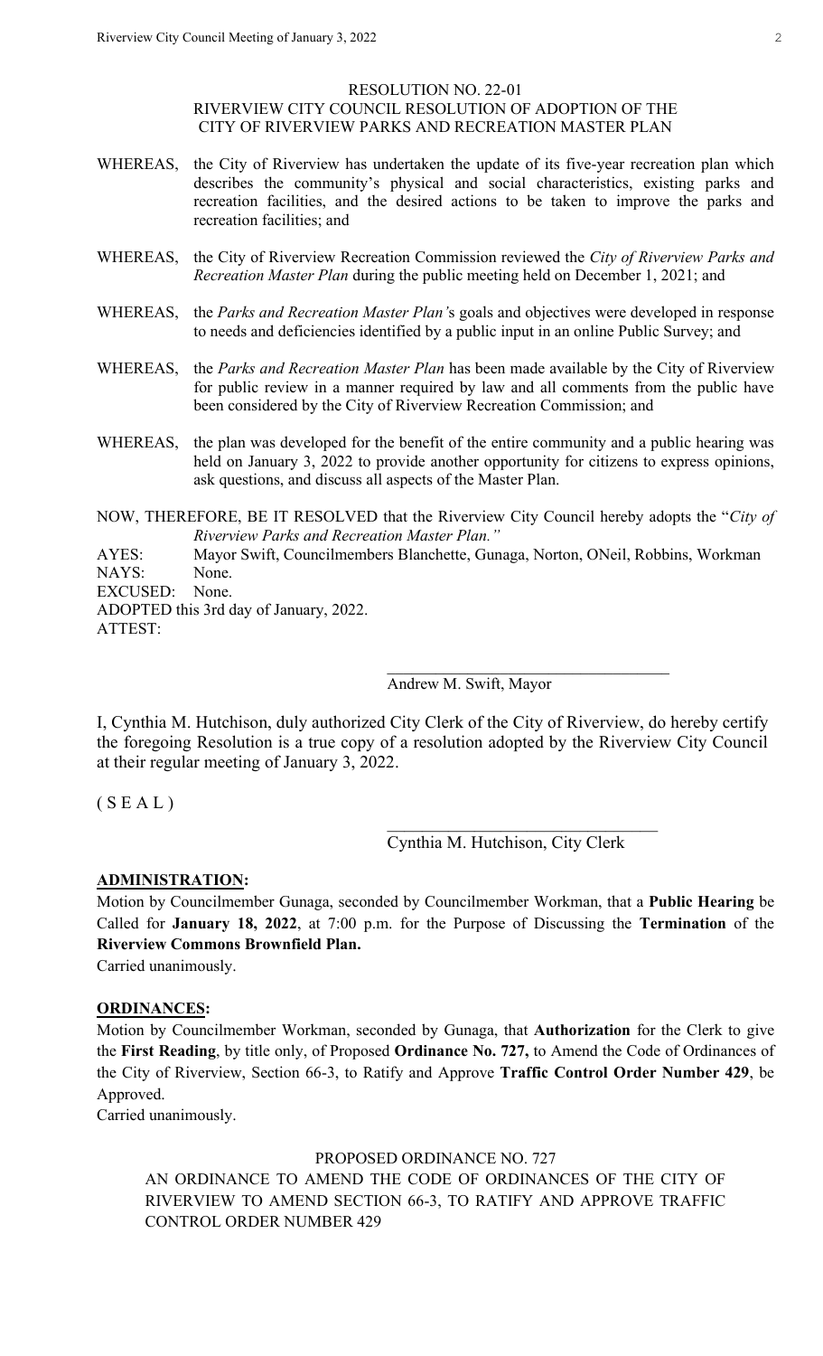RESOLUTION NO. 22-01
RIVERVIEW CITY COUNCIL RESOLUTION OF ADOPTION OF THE CITY OF RIVERVIEW PARKS AND RECREATION MASTER PLAN

WHEREAS, the City of Riverview has undertaken the update of its five-year recreation plan which describes the community's physical and social characteristics, existing parks and recreation facilities, and the desired actions to be taken to improve the parks and recreation facilities; and

WHEREAS, the City of Riverview Recreation Commission reviewed the *City of Riverview Parks and Recreation Master Plan* during the public meeting held on December 1, 2021; and

WHEREAS, the *Parks and Recreation Master Plan's* goals and objectives were developed in response to needs and deficiencies identified by a public input in an online Public Survey; and

WHEREAS, the *Parks and Recreation Master Plan* has been made available by the City of Riverview for public review in a manner required by law and all comments from the public have been considered by the City of Riverview Recreation Commission; and

WHEREAS, the plan was developed for the benefit of the entire community and a public hearing was held on January 3, 2022 to provide another opportunity for citizens to express opinions, ask questions, and discuss all aspects of the Master Plan.

NOW, THEREFORE, BE IT RESOLVED that the Riverview City Council hereby adopts the "*City of Riverview Parks and Recreation Master Plan.*"

AYES: Mayor Swift, Councilmembers Blanchette, Gunaga, Norton, ONeil, Robbins, Workman
NAYS: None.
EXCUSED: None.
ADOPTED this 3rd day of January, 2022.
ATTEST:

\_\_\_\_\_\_\_\_\_\_\_\_\_\_\_\_\_\_\_\_\_\_\_\_\_\_\_\_\_\_\_\_\_\_
Andrew M. Swift, Mayor

I, Cynthia M. Hutchison, duly authorized City Clerk of the City of Riverview, do hereby certify the foregoing Resolution is a true copy of a resolution adopted by the Riverview City Council at their regular meeting of January 3, 2022.

( S E A L )

\_\_\_\_\_\_\_\_\_\_\_\_\_\_\_\_\_\_\_\_\_\_\_\_\_\_\_\_\_\_\_\_\_\_
Cynthia M. Hutchison, City Clerk

**ADMINISTRATION:**

Motion by Councilmember Gunaga, seconded by Councilmember Workman, that a **Public Hearing** be Called for **January 18, 2022**, at 7:00 p.m. for the Purpose of Discussing the **Termination** of the **Riverview Commons Brownfield Plan.**

Carried unanimously.

**ORDINANCES:**

Motion by Councilmember Workman, seconded by Gunaga, that **Authorization** for the Clerk to give the **First Reading**, by title only, of Proposed **Ordinance No. 727,** to Amend the Code of Ordinances of the City of Riverview, Section 66-3, to Ratify and Approve **Traffic Control Order Number 429**, be Approved.

Carried unanimously.

PROPOSED ORDINANCE NO. 727

AN ORDINANCE TO AMEND THE CODE OF ORDINANCES OF THE CITY OF RIVERVIEW TO AMEND SECTION 66-3, TO RATIFY AND APPROVE TRAFFIC CONTROL ORDER NUMBER 429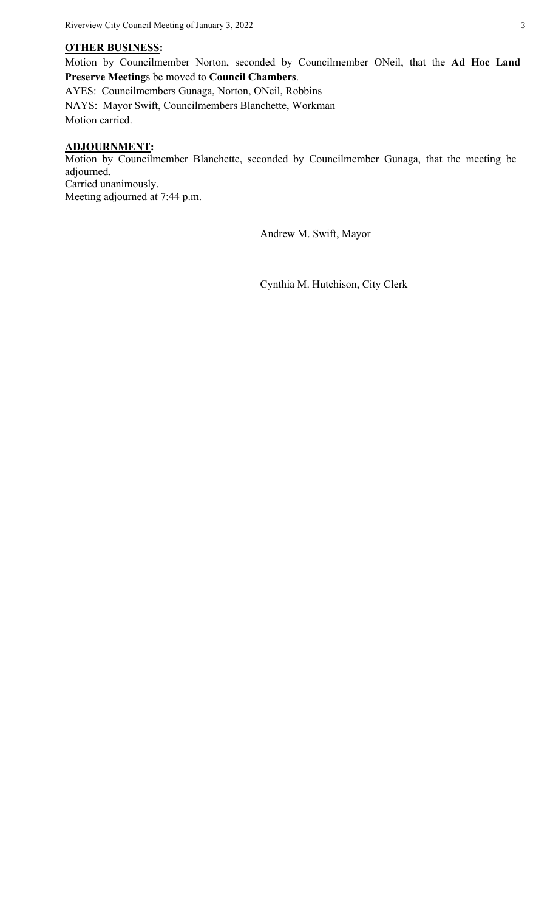**OTHER BUSINESS:**

Motion by Councilmember Norton, seconded by Councilmember ONeil, that the **Ad Hoc Land Preserve Meeting**s be moved to **Council Chambers**.

AYES: Councilmembers Gunaga, Norton, ONeil, Robbins

NAYS: Mayor Swift, Councilmembers Blanchette, Workman

Motion carried.

**ADJOURNMENT:**

Motion by Councilmember Blanchette, seconded by Councilmember Gunaga, that the meeting be adjourned.

Carried unanimously.

Meeting adjourned at 7:44 p.m.

\_\_\_\_\_\_\_\_\_\_\_\_\_\_\_\_\_\_\_\_\_\_\_\_\_\_\_\_\_\_\_\_\_\_

Andrew M. Swift, Mayor

\_\_\_\_\_\_\_\_\_\_\_\_\_\_\_\_\_\_\_\_\_\_\_\_\_\_\_\_\_\_\_\_\_\_

Cynthia M. Hutchison, City Clerk